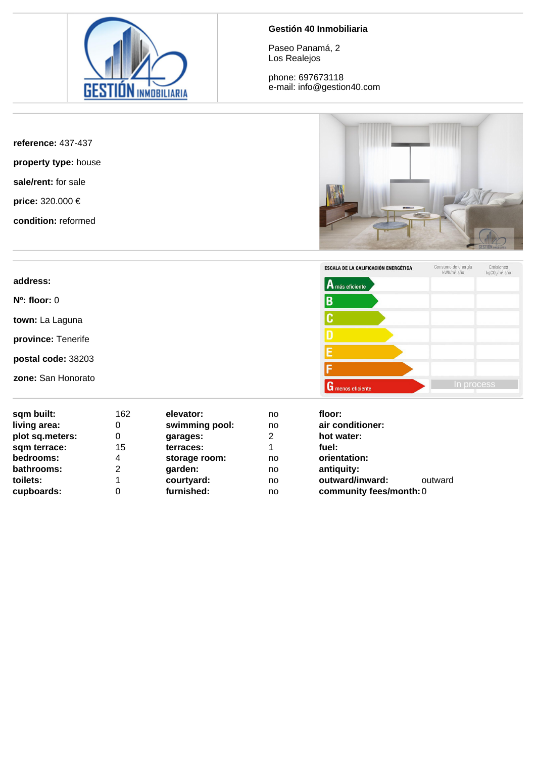**Gestión 40 Inmobiliaria**

Paseo Panamá, 2
Los Realejos

phone: 697673118
e-mail: info@gestion40.com

**reference:** 437-437

**property type:** house

**sale/rent:** for sale

**price:** 320.000 €

**condition:** reformed

**address:**

**Nº: floor:** 0

**town:** La Laguna

**province:** Tenerife

**postal code:** 38203

**zone:** San Honorato

ESCALA DE LA CALIFICACIÓN ENERGÉTICA

Consumo de energía kWh/m² año

Emisiones kgCO2/m² año

A más eficiente

B

C

D

E

F

G menos eficiente

In process

| | | | | | |
|---|---|---|---|---|---|
| **sqm built:** | 162 | **elevator:** | no | **floor:** | |
| **living area:** | 0 | **swimming pool:** | no | **air conditioner:** | |
| **plot sq.meters:** | 0 | **garages:** | 2 | **hot water:** | |
| **sqm terrace:** | 15 | **terraces:** | 1 | **fuel:** | |
| **bedrooms:** | 4 | **storage room:** | no | **orientation:** | |
| **bathrooms:** | 2 | **garden:** | no | **antiquity:** | |
| **toilets:** | 1 | **courtyard:** | no | **outward/inward:** | outward |
| **cupboards:** | 0 | **furnished:** | no | **community fees/month:** | 0 |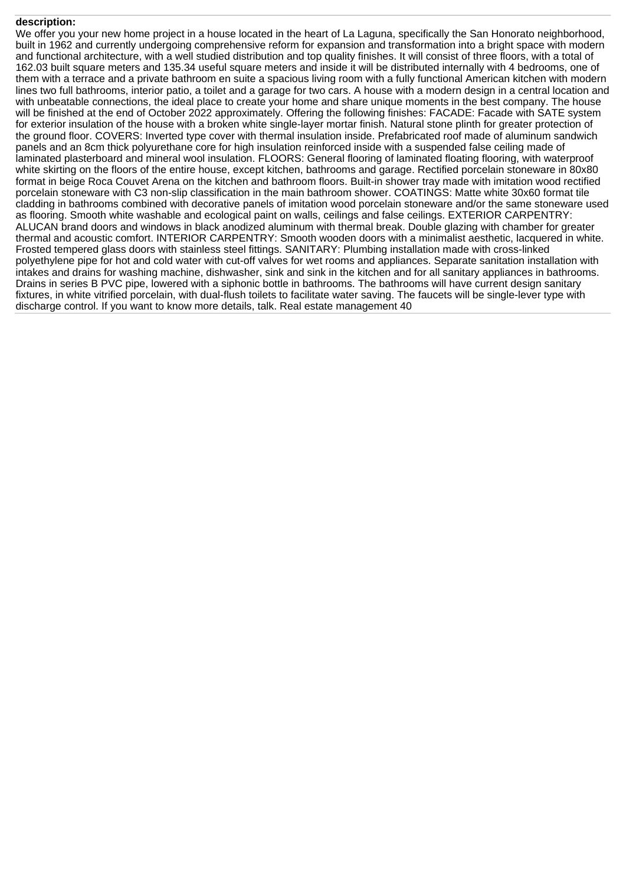**description:**

We offer you your new home project in a house located in the heart of La Laguna, specifically the San Honorato neighborhood, built in 1962 and currently undergoing comprehensive reform for expansion and transformation into a bright space with modern and functional architecture, with a well studied distribution and top quality finishes. It will consist of three floors, with a total of 162.03 built square meters and 135.34 useful square meters and inside it will be distributed internally with 4 bedrooms, one of them with a terrace and a private bathroom en suite a spacious living room with a fully functional American kitchen with modern lines two full bathrooms, interior patio, a toilet and a garage for two cars. A house with a modern design in a central location and with unbeatable connections, the ideal place to create your home and share unique moments in the best company. The house will be finished at the end of October 2022 approximately. Offering the following finishes: FACADE: Facade with SATE system for exterior insulation of the house with a broken white single-layer mortar finish. Natural stone plinth for greater protection of the ground floor. COVERS: Inverted type cover with thermal insulation inside. Prefabricated roof made of aluminum sandwich panels and an 8cm thick polyurethane core for high insulation reinforced inside with a suspended false ceiling made of laminated plasterboard and mineral wool insulation. FLOORS: General flooring of laminated floating flooring, with waterproof white skirting on the floors of the entire house, except kitchen, bathrooms and garage. Rectified porcelain stoneware in 80x80 format in beige Roca Couvet Arena on the kitchen and bathroom floors. Built-in shower tray made with imitation wood rectified porcelain stoneware with C3 non-slip classification in the main bathroom shower. COATINGS: Matte white 30x60 format tile cladding in bathrooms combined with decorative panels of imitation wood porcelain stoneware and/or the same stoneware used as flooring. Smooth white washable and ecological paint on walls, ceilings and false ceilings. EXTERIOR CARPENTRY: ALUCAN brand doors and windows in black anodized aluminum with thermal break. Double glazing with chamber for greater thermal and acoustic comfort. INTERIOR CARPENTRY: Smooth wooden doors with a minimalist aesthetic, lacquered in white. Frosted tempered glass doors with stainless steel fittings. SANITARY: Plumbing installation made with cross-linked polyethylene pipe for hot and cold water with cut-off valves for wet rooms and appliances. Separate sanitation installation with intakes and drains for washing machine, dishwasher, sink and sink in the kitchen and for all sanitary appliances in bathrooms. Drains in series B PVC pipe, lowered with a siphonic bottle in bathrooms. The bathrooms will have current design sanitary fixtures, in white vitrified porcelain, with dual-flush toilets to facilitate water saving. The faucets will be single-lever type with discharge control. If you want to know more details, talk. Real estate management 40